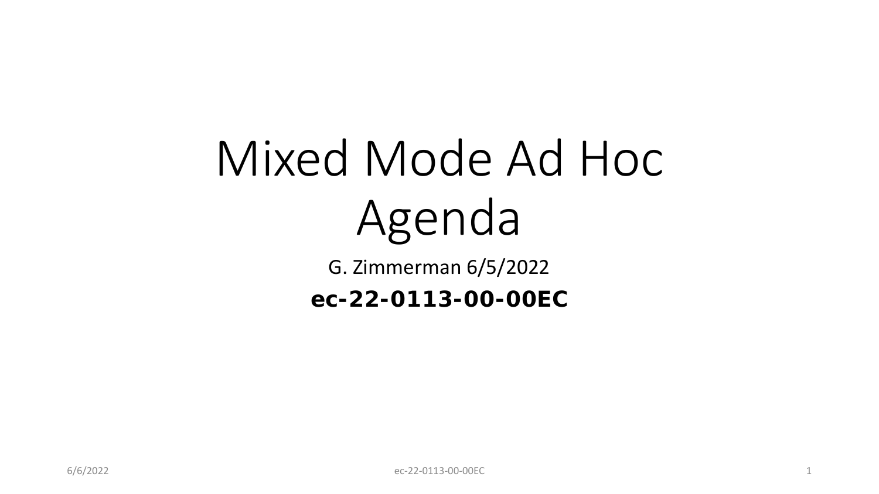# Mixed Mode Ad Hoc Agenda

G. Zimmerman 6/5/2022

**ec-22-0113-00-00EC**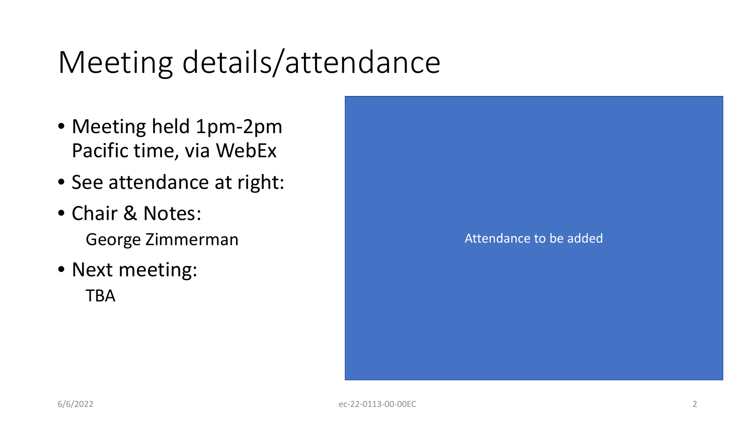# Meeting details/attendance

- Meeting held 1pm-2pm Pacific time, via WebEx
- See attendance at right:
- Chair & Notes:
  George Zimmerman
- Next meeting:
  TBA

Attendance to be added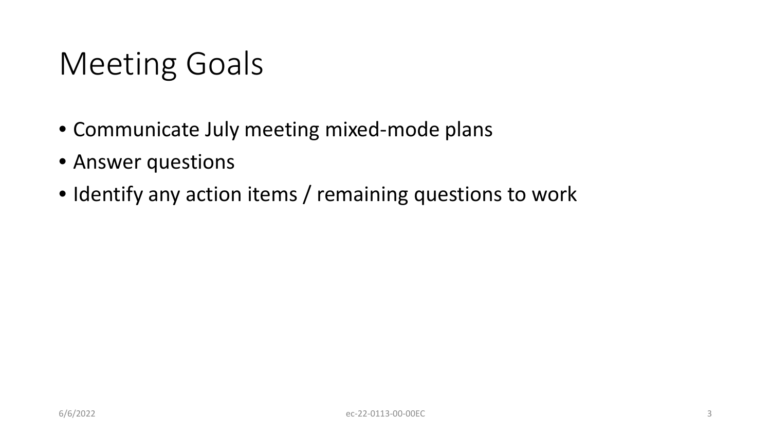# Meeting Goals

- Communicate July meeting mixed-mode plans
- Answer questions
- Identify any action items / remaining questions to work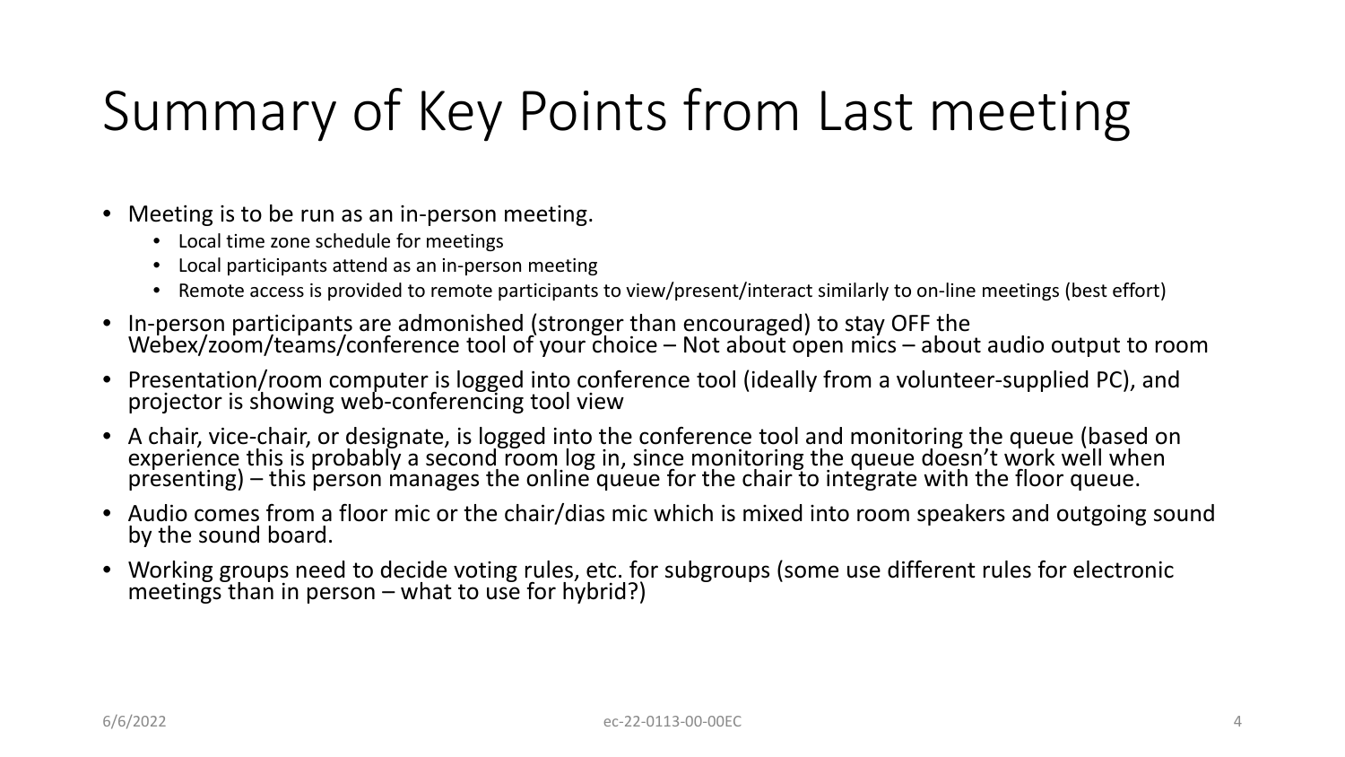# Summary of Key Points from Last meeting

- Meeting is to be run as an in-person meeting.
  - Local time zone schedule for meetings
  - Local participants attend as an in-person meeting
  - Remote access is provided to remote participants to view/present/interact similarly to on-line meetings (best effort)
- In-person participants are admonished (stronger than encouraged) to stay OFF the Webex/zoom/teams/conference tool of your choice – Not about open mics – about audio output to room
- Presentation/room computer is logged into conference tool (ideally from a volunteer-supplied PC), and projector is showing web-conferencing tool view
- A chair, vice-chair, or designate, is logged into the conference tool and monitoring the queue (based on experience this is probably a second room log in, since monitoring the queue doesn't work well when presenting) – this person manages the online queue for the chair to integrate with the floor queue.
- Audio comes from a floor mic or the chair/dias mic which is mixed into room speakers and outgoing sound by the sound board.
- Working groups need to decide voting rules, etc. for subgroups (some use different rules for electronic meetings than in person – what to use for hybrid?)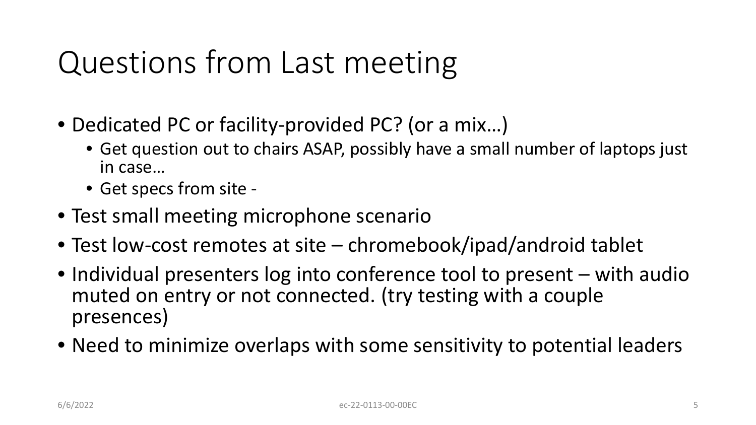# Questions from Last meeting

- Dedicated PC or facility-provided PC? (or a mix…)
  - Get question out to chairs ASAP, possibly have a small number of laptops just in case…
  - Get specs from site -
- Test small meeting microphone scenario
- Test low-cost remotes at site – chromebook/ipad/android tablet
- Individual presenters log into conference tool to present – with audio muted on entry or not connected. (try testing with a couple presences)
- Need to minimize overlaps with some sensitivity to potential leaders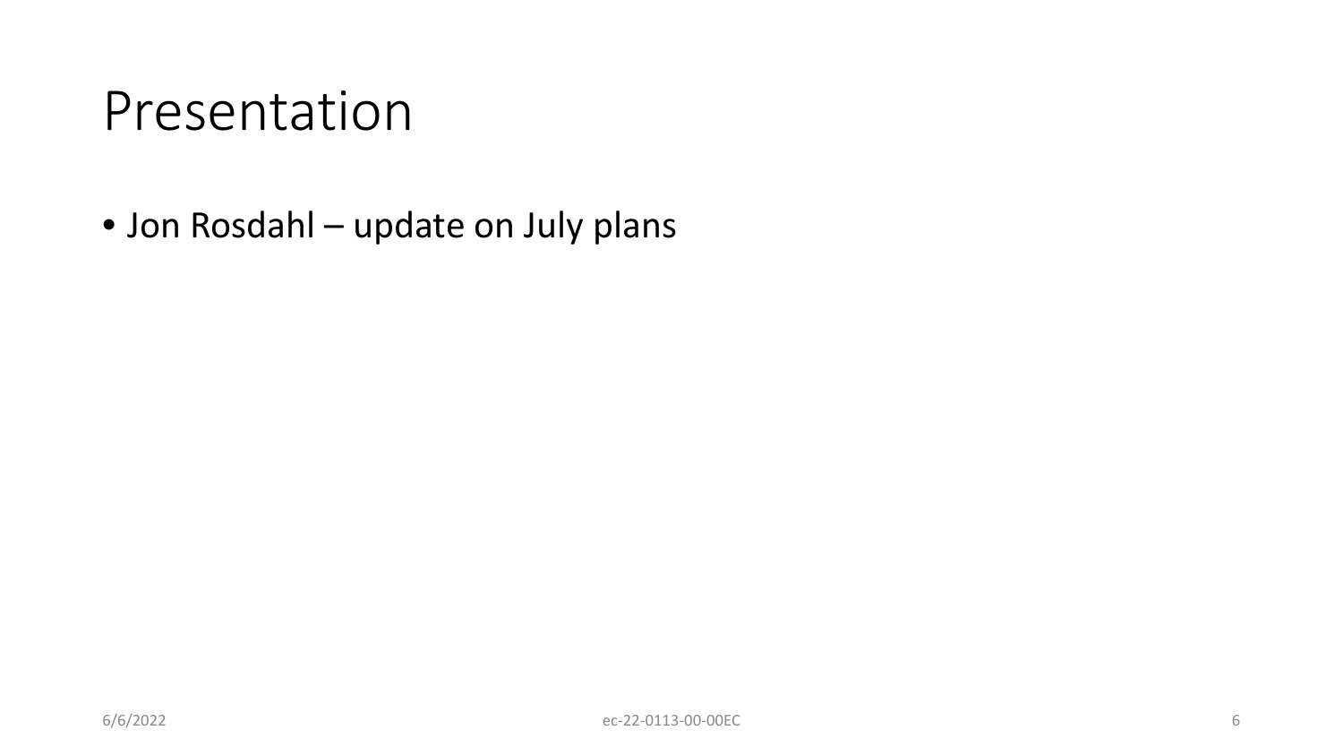# Presentation

- Jon Rosdahl – update on July plans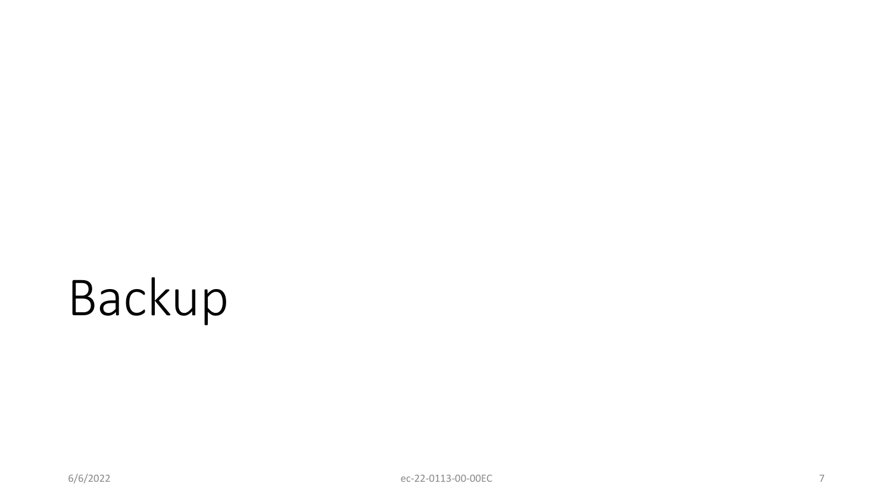# Backup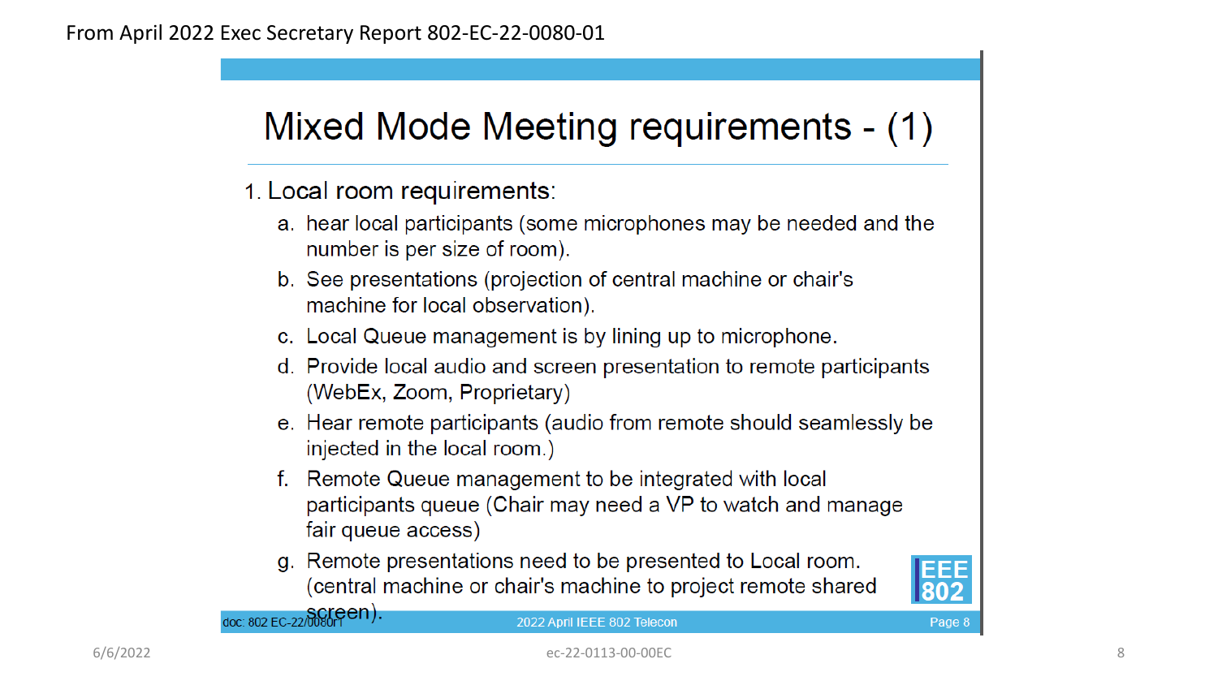From April 2022 Exec Secretary Report 802-EC-22-0080-01

# Mixed Mode Meeting requirements - (1)

1. Local room requirements:
   a. hear local participants (some microphones may be needed and the number is per size of room).
   b. See presentations (projection of central machine or chair's machine for local observation).
   c. Local Queue management is by lining up to microphone.
   d. Provide local audio and screen presentation to remote participants (WebEx, Zoom, Proprietary)
   e. Hear remote participants (audio from remote should seamlessly be injected in the local room.)
   f. Remote Queue management to be integrated with local participants queue (Chair may need a VP to watch and manage fair queue access)
   g. Remote presentations need to be presented to Local room. (central machine or chair's machine to project remote shared screen).

doc: 802 EC-22/0080r1 — 2022 April IEEE 802 Telecon — Page 8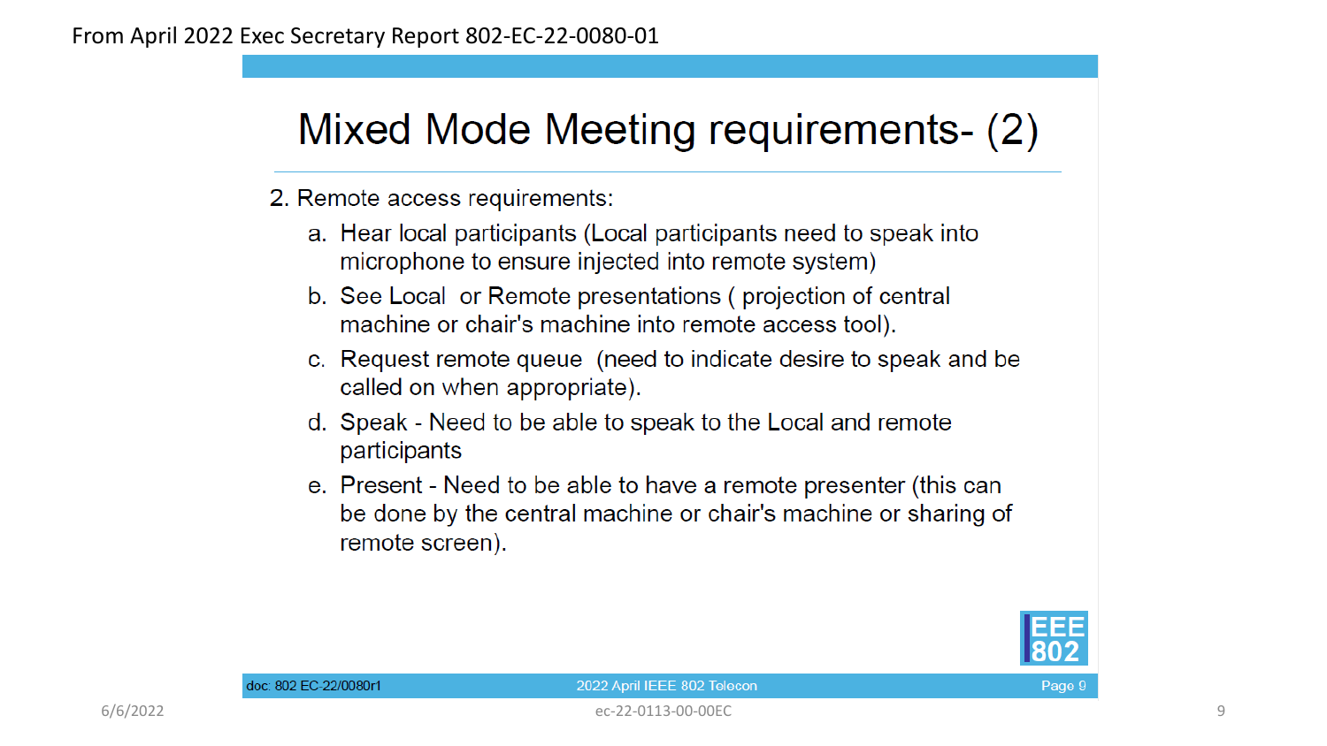From April 2022 Exec Secretary Report 802-EC-22-0080-01

# Mixed Mode Meeting requirements- (2)

2. Remote access requirements:
   a. Hear local participants (Local participants need to speak into microphone to ensure injected into remote system)
   b. See Local or Remote presentations ( projection of central machine or chair's machine into remote access tool).
   c. Request remote queue (need to indicate desire to speak and be called on when appropriate).
   d. Speak - Need to be able to speak to the Local and remote participants
   e. Present - Need to be able to have a remote presenter (this can be done by the central machine or chair's machine or sharing of remote screen).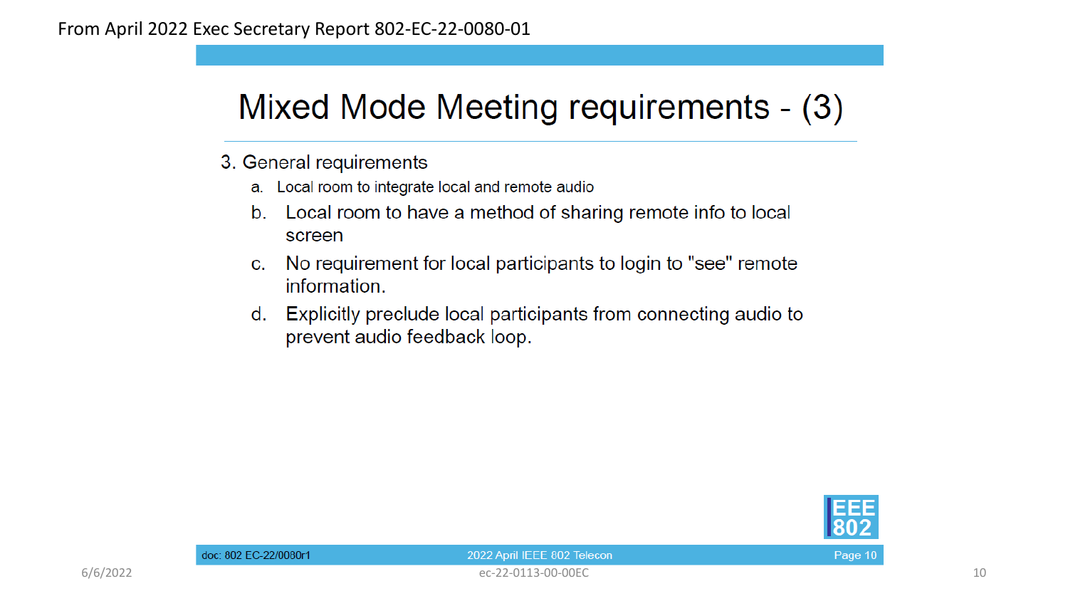From April 2022 Exec Secretary Report 802-EC-22-0080-01

# Mixed Mode Meeting requirements - (3)

3. General requirements
   a. Local room to integrate local and remote audio
   b. Local room to have a method of sharing remote info to local screen
   c. No requirement for local participants to login to "see" remote information.
   d. Explicitly preclude local participants from connecting audio to prevent audio feedback loop.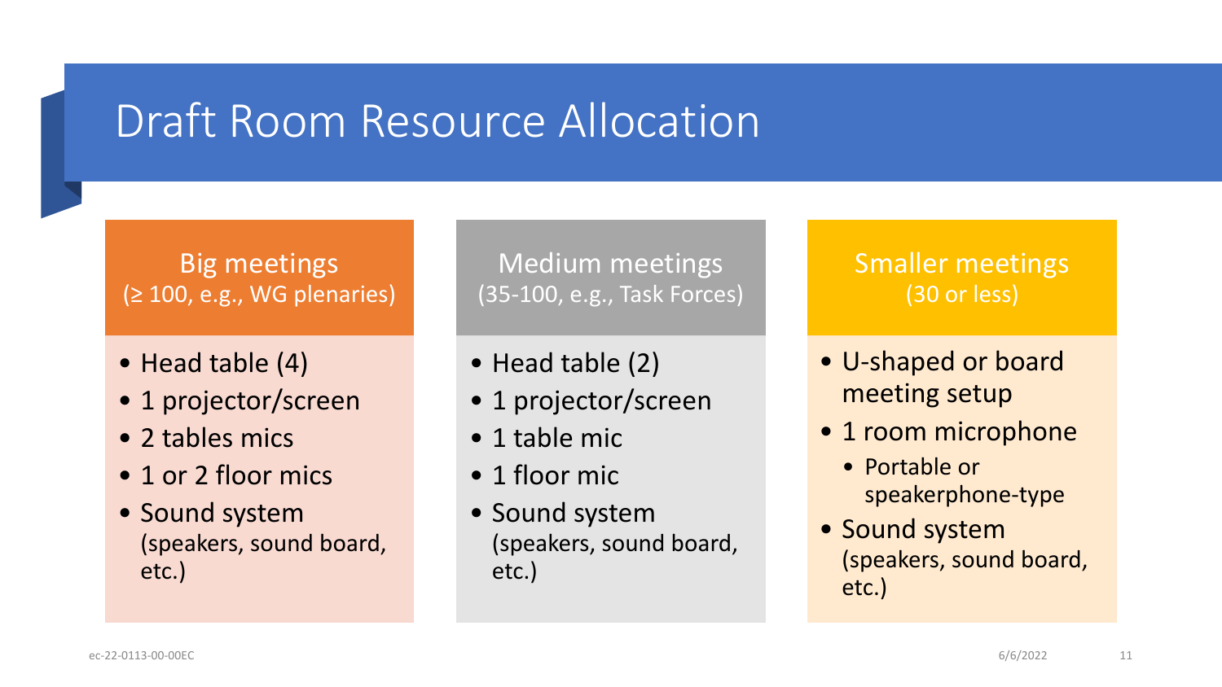# Draft Room Resource Allocation

## Big meetings
(≥ 100, e.g., WG plenaries)

- Head table (4)
- 1 projector/screen
- 2 tables mics
- 1 or 2 floor mics
- Sound system (speakers, sound board, etc.)

## Medium meetings
(35-100, e.g., Task Forces)

- Head table (2)
- 1 projector/screen
- 1 table mic
- 1 floor mic
- Sound system (speakers, sound board, etc.)

## Smaller meetings
(30 or less)

- U-shaped or board meeting setup
- 1 room microphone
  - Portable or speakerphone-type
- Sound system (speakers, sound board, etc.)